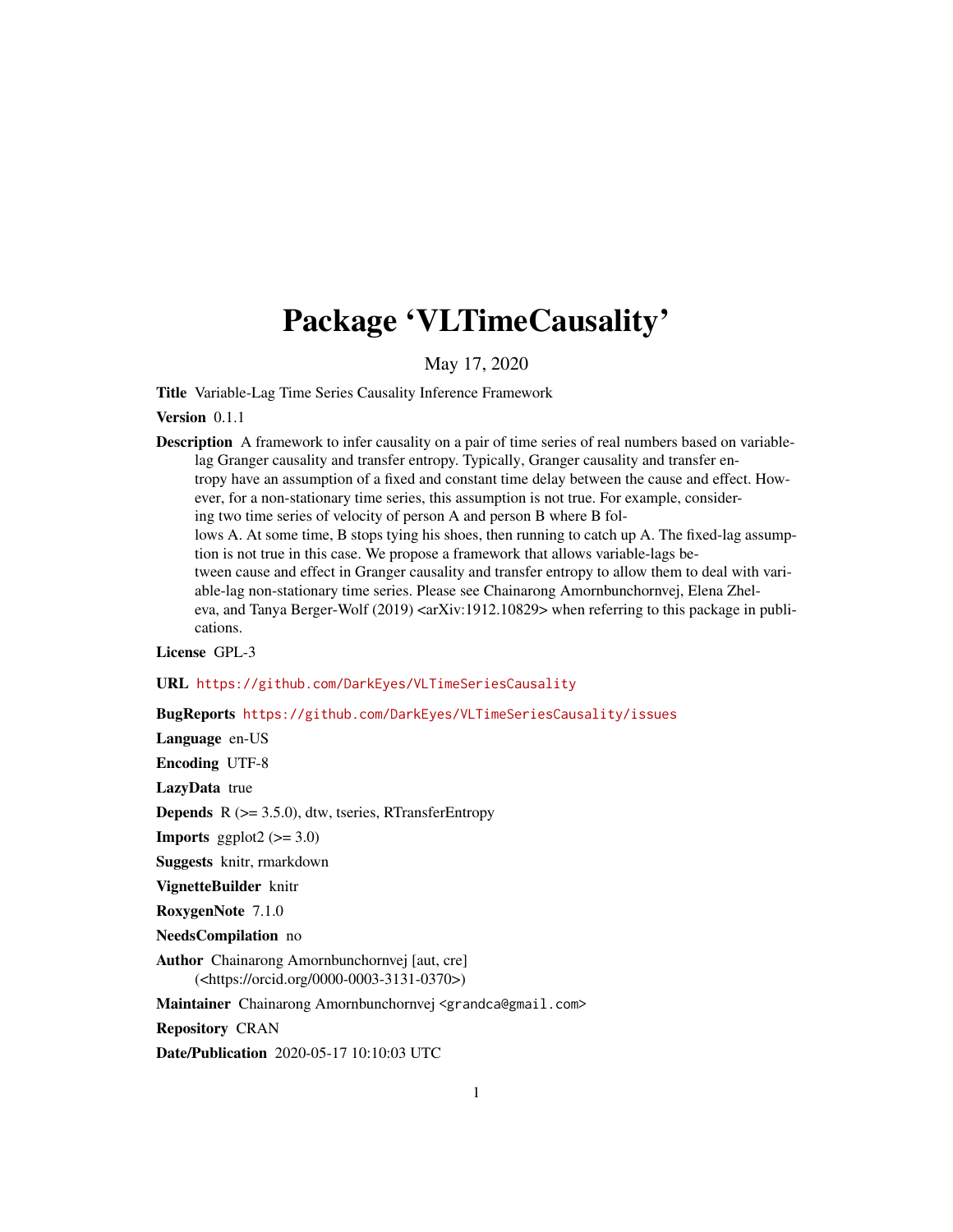# Package 'VLTimeCausality'

May 17, 2020

**Title** Variable-Lag Time Series Causality Inference Framework

**Version** 0.1.1

**Description** A framework to infer causality on a pair of time series of real numbers based on variable-lag Granger causality and transfer entropy. Typically, Granger causality and transfer entropy have an assumption of a fixed and constant time delay between the cause and effect. However, for a non-stationary time series, this assumption is not true. For example, considering two time series of velocity of person A and person B where B follows A. At some time, B stops tying his shoes, then running to catch up A. The fixed-lag assumption is not true in this case. We propose a framework that allows variable-lags between cause and effect in Granger causality and transfer entropy to allow them to deal with variable-lag non-stationary time series. Please see Chainarong Amornbunchornvej, Elena Zheleva, and Tanya Berger-Wolf (2019) <arXiv:1912.10829> when referring to this package in publications.

**License** GPL-3

**URL** https://github.com/DarkEyes/VLTimeSeriesCausality

**BugReports** https://github.com/DarkEyes/VLTimeSeriesCausality/issues

**Language** en-US

**Encoding** UTF-8

**LazyData** true

**Depends** R (>= 3.5.0), dtw, tseries, RTransferEntropy

**Imports** ggplot2 (>= 3.0)

**Suggests** knitr, rmarkdown

**VignetteBuilder** knitr

**RoxygenNote** 7.1.0

**NeedsCompilation** no

**Author** Chainarong Amornbunchornvej [aut, cre] (<https://orcid.org/0000-0003-3131-0370>)

**Maintainer** Chainarong Amornbunchornvej <grandca@gmail.com>

**Repository** CRAN

**Date/Publication** 2020-05-17 10:10:03 UTC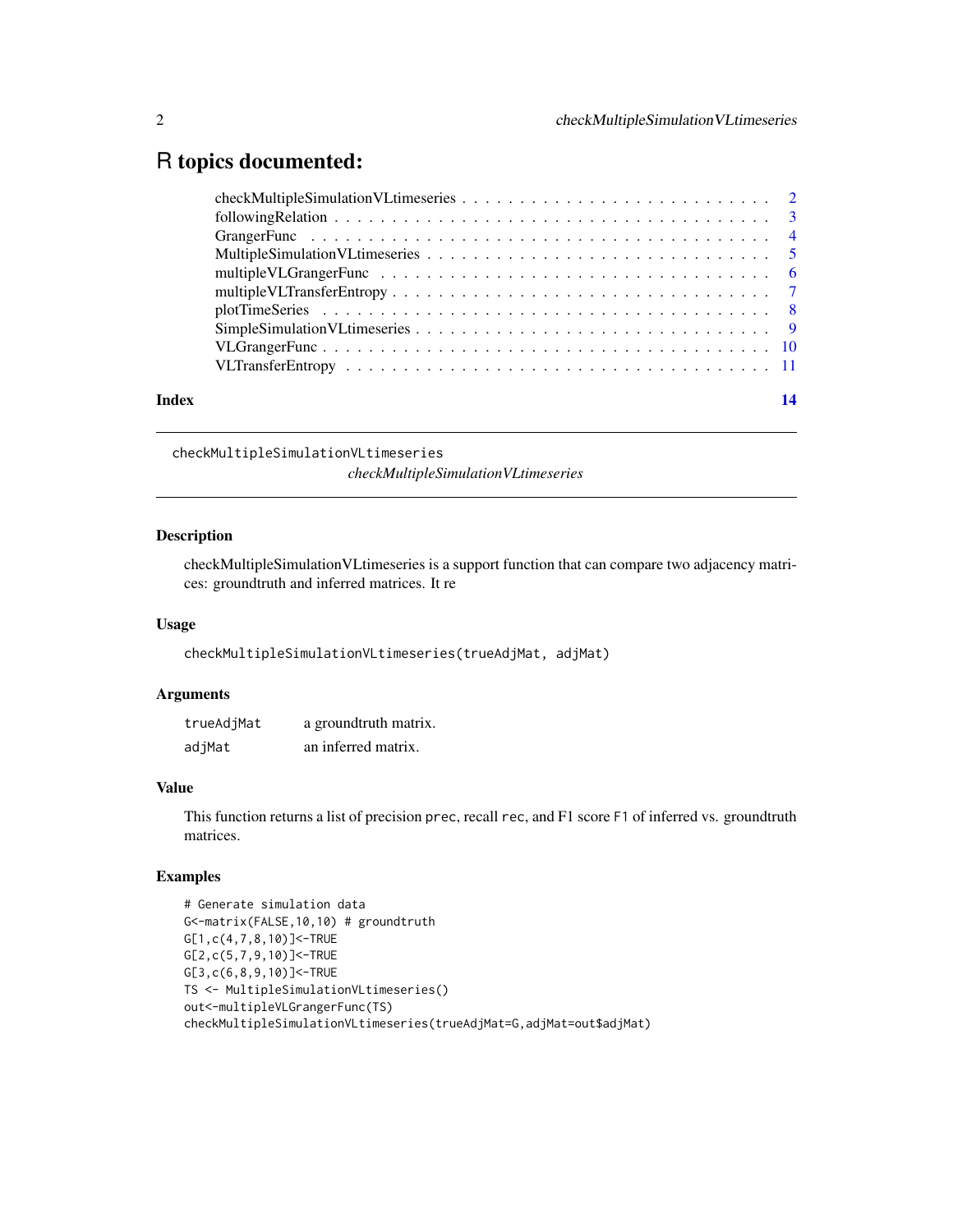# R topics documented:

checkMultipleSimulationVLtimeseries . . . . . . . . . . . . . . . . . . . . . . . . . . 2
followingRelation . . . . . . . . . . . . . . . . . . . . . . . . . . . . . . . . . 3
GrangerFunc . . . . . . . . . . . . . . . . . . . . . . . . . . . . . . . . . . . 4
MultipleSimulationVLtimeseries . . . . . . . . . . . . . . . . . . . . . . . . . . 5
multipleVLGrangerFunc . . . . . . . . . . . . . . . . . . . . . . . . . . . . . . 6
multipleVLTransferEntropy . . . . . . . . . . . . . . . . . . . . . . . . . . . . 7
plotTimeSeries . . . . . . . . . . . . . . . . . . . . . . . . . . . . . . . . . . 8
SimpleSimulationVLtimeseries . . . . . . . . . . . . . . . . . . . . . . . . . . . 9
VLGrangerFunc . . . . . . . . . . . . . . . . . . . . . . . . . . . . . . . . . . 10
VLTransferEntropy . . . . . . . . . . . . . . . . . . . . . . . . . . . . . . . . 11

**Index** **14**

---

## checkMultipleSimulationVLtimeseries

*checkMultipleSimulationVLtimeseries*

---

### Description

checkMultipleSimulationVLtimeseries is a support function that can compare two adjacency matrices: groundtruth and inferred matrices. It re

### Usage

```
checkMultipleSimulationVLtimeseries(trueAdjMat, adjMat)
```

### Arguments

| | |
|---|---|
| trueAdjMat | a groundtruth matrix. |
| adjMat | an inferred matrix. |

### Value

This function returns a list of precision `prec`, recall `rec`, and F1 score `F1` of inferred vs. groundtruth matrices.

### Examples

```
# Generate simulation data
G<-matrix(FALSE,10,10) # groundtruth
G[1,c(4,7,8,10)]<-TRUE
G[2,c(5,7,9,10)]<-TRUE
G[3,c(6,8,9,10)]<-TRUE
TS <- MultipleSimulationVLtimeseries()
out<-multipleVLGrangerFunc(TS)
checkMultipleSimulationVLtimeseries(trueAdjMat=G,adjMat=out$adjMat)
```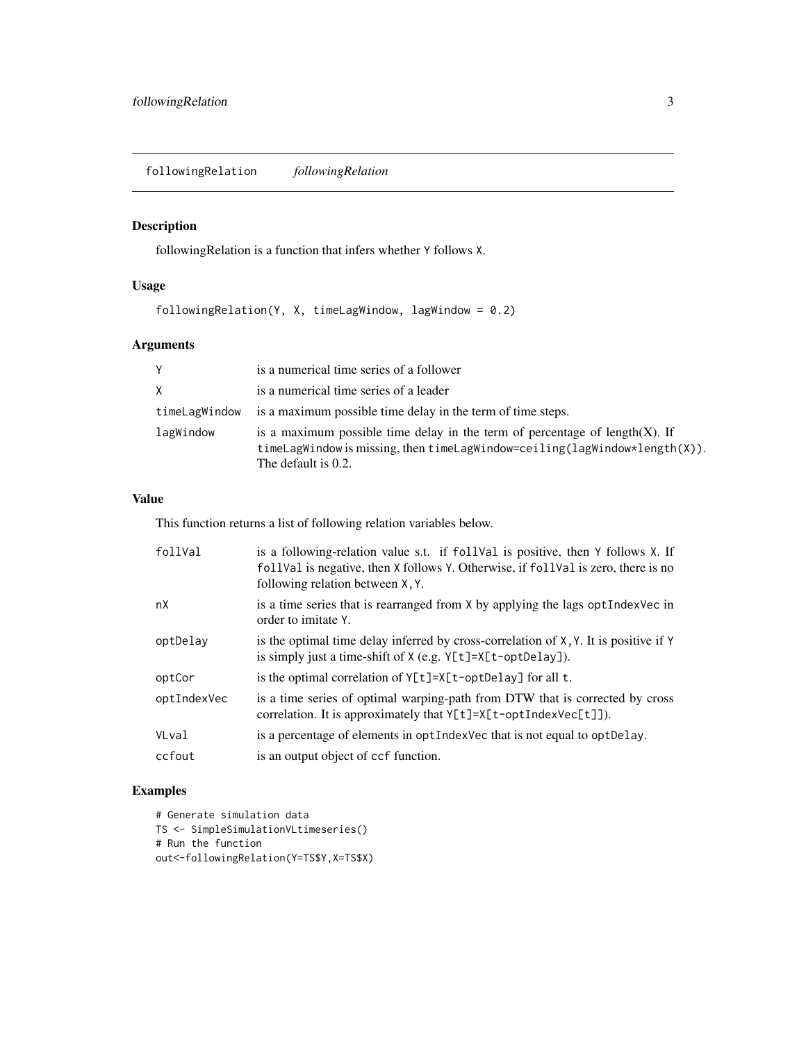## followingRelation *followingRelation*

### Description

followingRelation is a function that infers whether `Y` follows `X`.

### Usage

```
followingRelation(Y, X, timeLagWindow, lagWindow = 0.2)
```

### Arguments

| | |
|---|---|
| `Y` | is a numerical time series of a follower |
| `X` | is a numerical time series of a leader |
| `timeLagWindow` | is a maximum possible time delay in the term of time steps. |
| `lagWindow` | is a maximum possible time delay in the term of percentage of length(X). If `timeLagWindow` is missing, then `timeLagWindow=ceiling(lagWindow*length(X))`. The default is 0.2. |

### Value

This function returns a list of following relation variables below.

| | |
|---|---|
| `follVal` | is a following-relation value s.t. if `follVal` is positive, then `Y` follows `X`. If `follVal` is negative, then `X` follows `Y`. Otherwise, if `follVal` is zero, there is no following relation between `X,Y`. |
| `nX` | is a time series that is rearranged from `X` by applying the lags `optIndexVec` in order to imitate `Y`. |
| `optDelay` | is the optimal time delay inferred by cross-correlation of `X,Y`. It is positive if `Y` is simply just a time-shift of `X` (e.g. `Y[t]=X[t-optDelay]`). |
| `optCor` | is the optimal correlation of `Y[t]=X[t-optDelay]` for all `t`. |
| `optIndexVec` | is a time series of optimal warping-path from DTW that is corrected by cross correlation. It is approximately that `Y[t]=X[t-optIndexVec[t]]`). |
| `VLval` | is a percentage of elements in `optIndexVec` that is not equal to `optDelay`. |
| `ccfout` | is an output object of `ccf` function. |

### Examples

```
# Generate simulation data
TS <- SimpleSimulationVLtimeseries()
# Run the function
out<-followingRelation(Y=TS$Y,X=TS$X)
```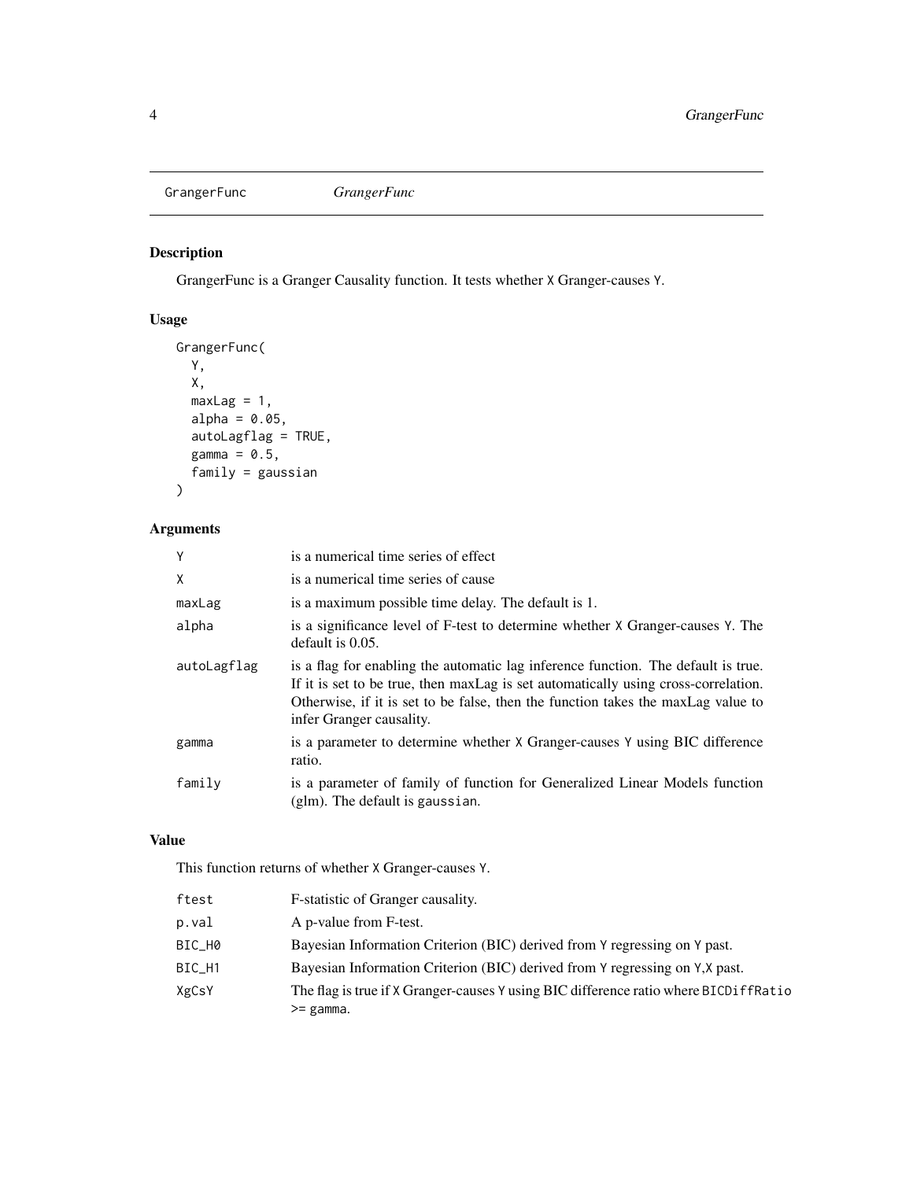# GrangerFunc *GrangerFunc*

## Description

GrangerFunc is a Granger Causality function. It tests whether `X` Granger-causes `Y`.

## Usage

```
GrangerFunc(
  Y,
  X,
  maxLag = 1,
  alpha = 0.05,
  autoLagflag = TRUE,
  gamma = 0.5,
  family = gaussian
)
```

## Arguments

| | |
|---|---|
| `Y` | is a numerical time series of effect |
| `X` | is a numerical time series of cause |
| `maxLag` | is a maximum possible time delay. The default is 1. |
| `alpha` | is a significance level of F-test to determine whether `X` Granger-causes `Y`. The default is 0.05. |
| `autoLagflag` | is a flag for enabling the automatic lag inference function. The default is true. If it is set to be true, then maxLag is set automatically using cross-correlation. Otherwise, if it is set to be false, then the function takes the maxLag value to infer Granger causality. |
| `gamma` | is a parameter to determine whether `X` Granger-causes `Y` using BIC difference ratio. |
| `family` | is a parameter of family of function for Generalized Linear Models function (glm). The default is `gaussian`. |

## Value

This function returns of whether `X` Granger-causes `Y`.

| | |
|---|---|
| `ftest` | F-statistic of Granger causality. |
| `p.val` | A p-value from F-test. |
| `BIC_H0` | Bayesian Information Criterion (BIC) derived from `Y` regressing on `Y` past. |
| `BIC_H1` | Bayesian Information Criterion (BIC) derived from `Y` regressing on `Y,X` past. |
| `XgCsY` | The flag is true if `X` Granger-causes `Y` using BIC difference ratio where `BICDiffRatio >= gamma`. |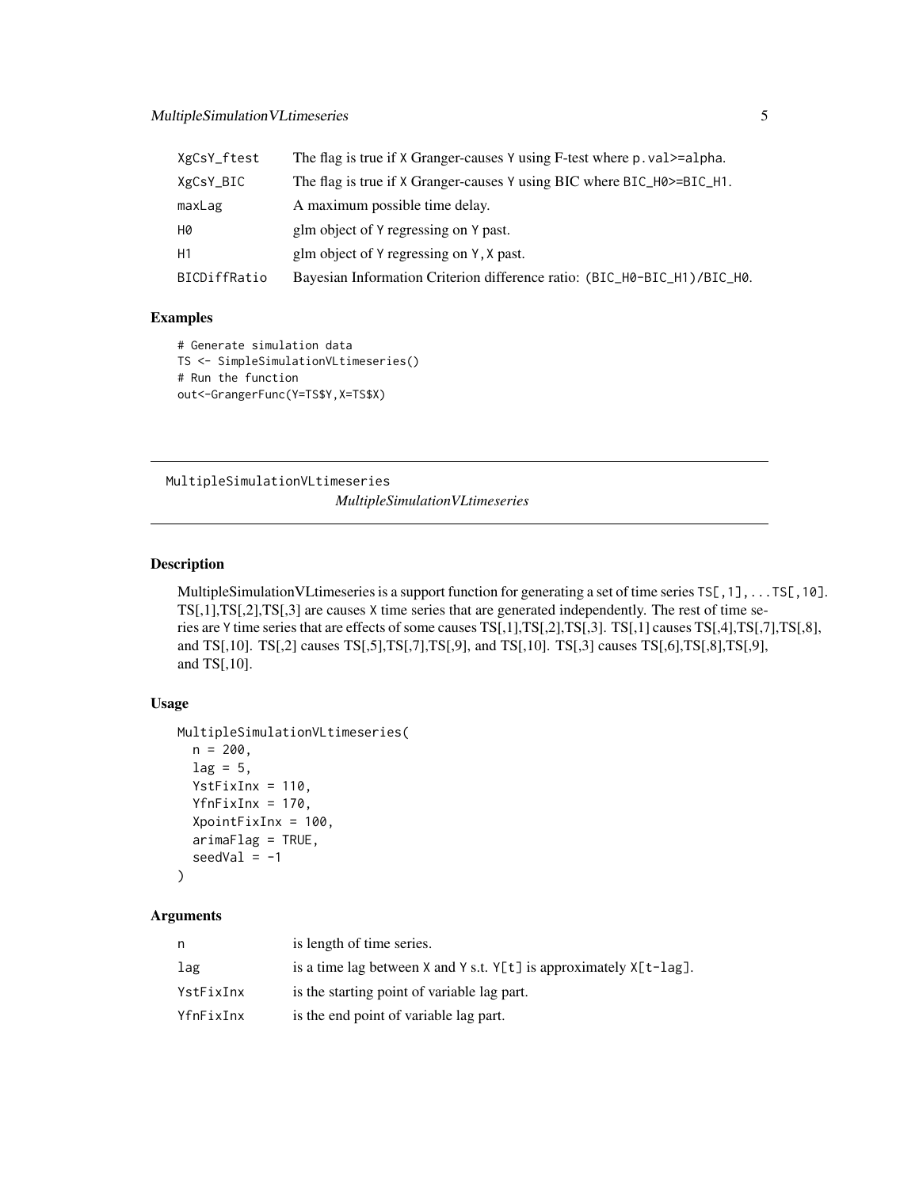| | |
|---|---|
| XgCsY_ftest | The flag is true if X Granger-causes Y using F-test where p.val>=alpha. |
| XgCsY_BIC | The flag is true if X Granger-causes Y using BIC where BIC_H0>=BIC_H1. |
| maxLag | A maximum possible time delay. |
| H0 | glm object of Y regressing on Y past. |
| H1 | glm object of Y regressing on Y, X past. |
| BICDiffRatio | Bayesian Information Criterion difference ratio: (BIC_H0-BIC_H1)/BIC_H0. |

### Examples

```
# Generate simulation data
TS <- SimpleSimulationVLtimeseries()
# Run the function
out<-GrangerFunc(Y=TS$Y,X=TS$X)
```

---

## MultipleSimulationVLtimeseries

*MultipleSimulationVLtimeseries*

---

### Description

MultipleSimulationVLtimeseries is a support function for generating a set of time series TS[,1],...TS[,10]. TS[,1],TS[,2],TS[,3] are causes X time series that are generated independently. The rest of time series are Y time series that are effects of some causes TS[,1],TS[,2],TS[,3]. TS[,1] causes TS[,4],TS[,7],TS[,8], and TS[,10]. TS[,2] causes TS[,5],TS[,7],TS[,9], and TS[,10]. TS[,3] causes TS[,6],TS[,8],TS[,9], and TS[,10].

### Usage

```
MultipleSimulationVLtimeseries(
  n = 200,
  lag = 5,
  YstFixInx = 110,
  YfnFixInx = 170,
  XpointFixInx = 100,
  arimaFlag = TRUE,
  seedVal = -1
)
```

### Arguments

| | |
|---|---|
| n | is length of time series. |
| lag | is a time lag between X and Y s.t. Y[t] is approximately X[t-lag]. |
| YstFixInx | is the starting point of variable lag part. |
| YfnFixInx | is the end point of variable lag part. |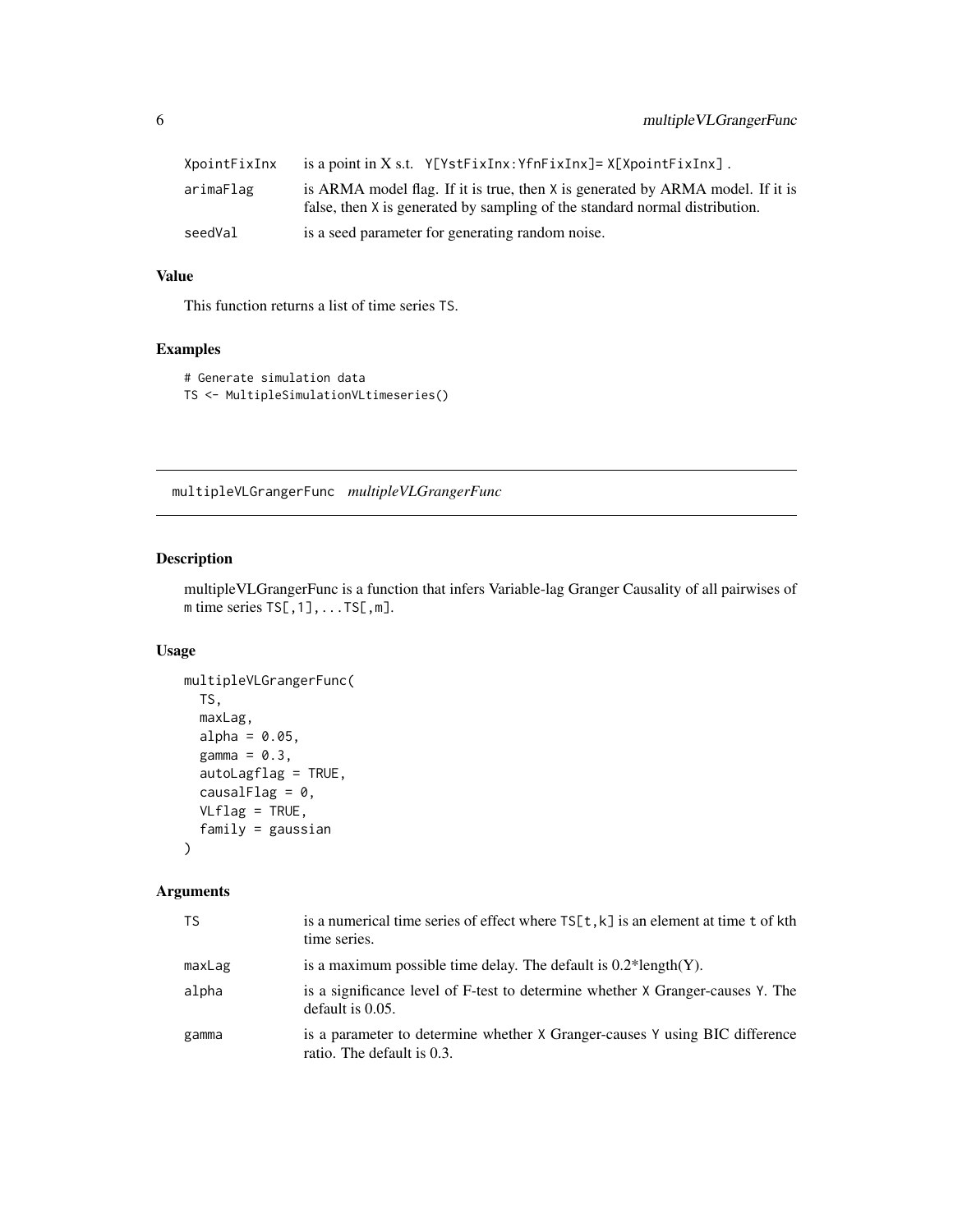| | |
|---|---|
| XpointFixInx | is a point in X s.t. Y[YstFixInx:YfnFixInx]= X[XpointFixInx] . |
| arimaFlag | is ARMA model flag. If it is true, then X is generated by ARMA model. If it is false, then X is generated by sampling of the standard normal distribution. |
| seedVal | is a seed parameter for generating random noise. |

### Value

This function returns a list of time series TS.

### Examples

```
# Generate simulation data
TS <- MultipleSimulationVLtimeseries()
```

## multipleVLGrangerFunc *multipleVLGrangerFunc*

### Description

multipleVLGrangerFunc is a function that infers Variable-lag Granger Causality of all pairwises of m time series TS[,1],...TS[,m].

### Usage

```
multipleVLGrangerFunc(
  TS,
  maxLag,
  alpha = 0.05,
  gamma = 0.3,
  autoLagflag = TRUE,
  causalFlag = 0,
  VLflag = TRUE,
  family = gaussian
)
```

### Arguments

| | |
|---|---|
| TS | is a numerical time series of effect where TS[t,k] is an element at time t of kth time series. |
| maxLag | is a maximum possible time delay. The default is 0.2*length(Y). |
| alpha | is a significance level of F-test to determine whether X Granger-causes Y. The default is 0.05. |
| gamma | is a parameter to determine whether X Granger-causes Y using BIC difference ratio. The default is 0.3. |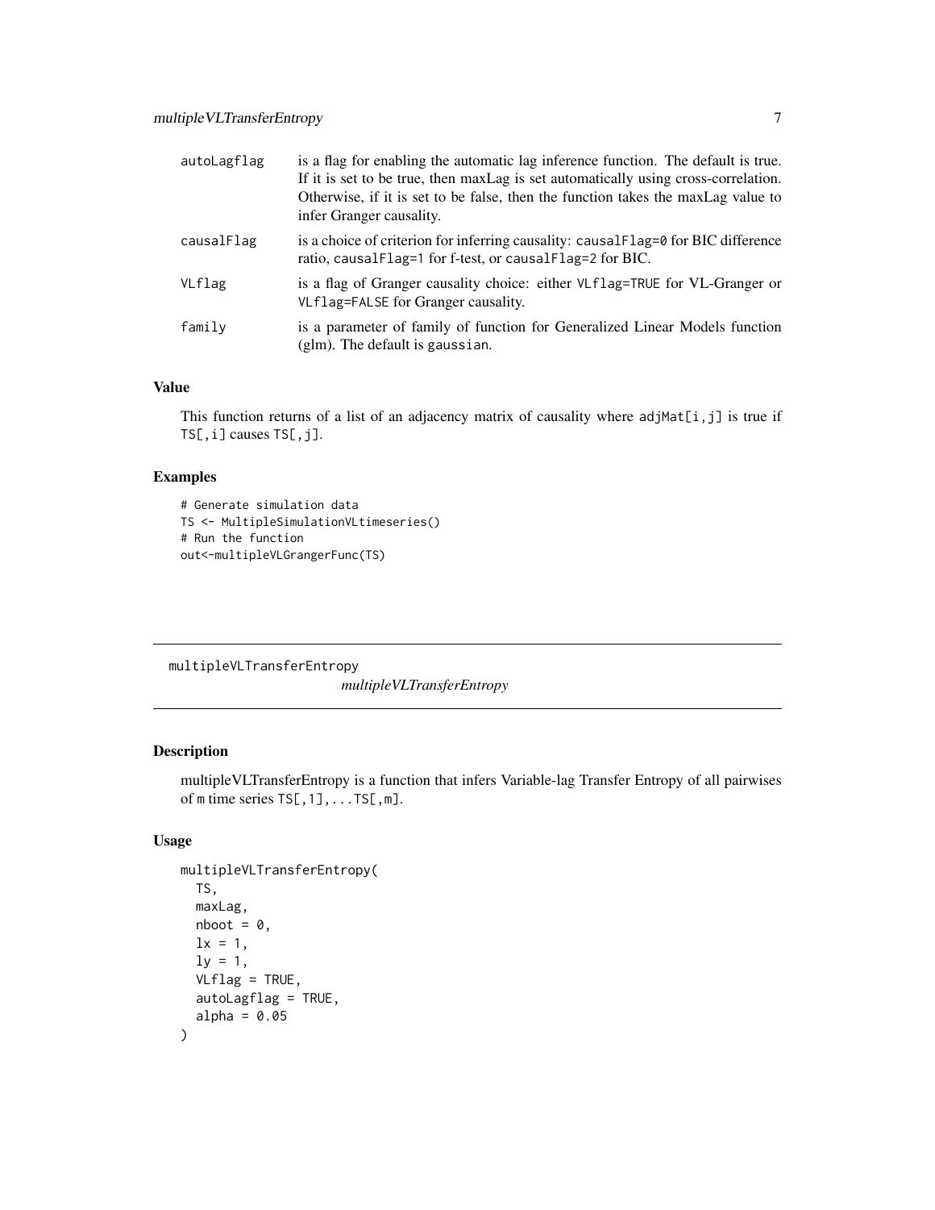| | |
|---|---|
| autoLagflag | is a flag for enabling the automatic lag inference function. The default is true. If it is set to be true, then maxLag is set automatically using cross-correlation. Otherwise, if it is set to be false, then the function takes the maxLag value to infer Granger causality. |
| causalFlag | is a choice of criterion for inferring causality: causalFlag=0 for BIC difference ratio, causalFlag=1 for f-test, or causalFlag=2 for BIC. |
| VLflag | is a flag of Granger causality choice: either VLflag=TRUE for VL-Granger or VLflag=FALSE for Granger causality. |
| family | is a parameter of family of function for Generalized Linear Models function (glm). The default is gaussian. |

### Value

This function returns of a list of an adjacency matrix of causality where adjMat[i,j] is true if TS[,i] causes TS[,j].

### Examples

```
# Generate simulation data
TS <- MultipleSimulationVLtimeseries()
# Run the function
out<-multipleVLGrangerFunc(TS)
```

---

## multipleVLTransferEntropy

*multipleVLTransferEntropy*

### Description

multipleVLTransferEntropy is a function that infers Variable-lag Transfer Entropy of all pairwises of m time series TS[,1],...TS[,m].

### Usage

```
multipleVLTransferEntropy(
  TS,
  maxLag,
  nboot = 0,
  lx = 1,
  ly = 1,
  VLflag = TRUE,
  autoLagflag = TRUE,
  alpha = 0.05
)
```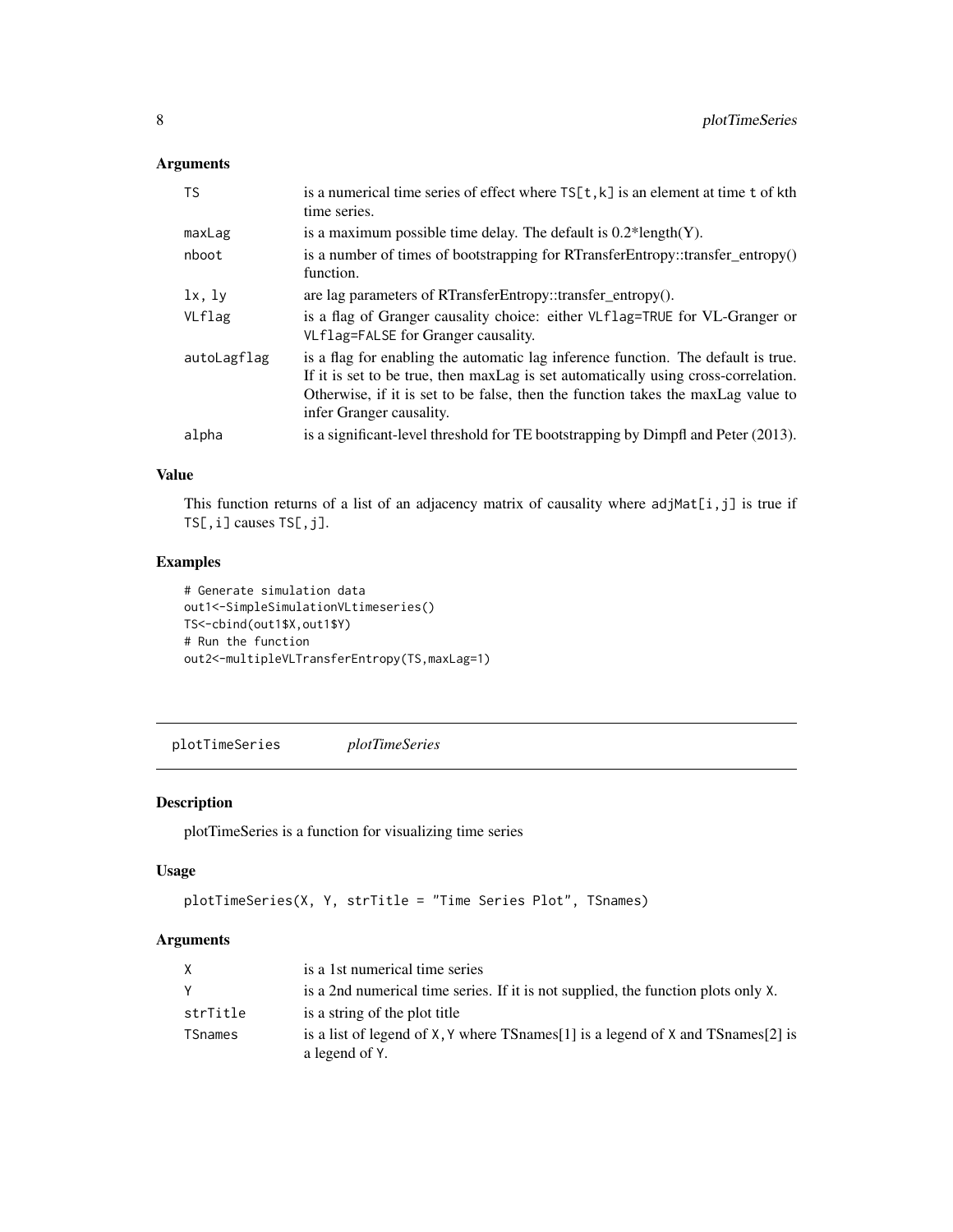### Arguments

| | |
|---|---|
| TS | is a numerical time series of effect where TS[t,k] is an element at time t of kth time series. |
| maxLag | is a maximum possible time delay. The default is 0.2*length(Y). |
| nboot | is a number of times of bootstrapping for RTransferEntropy::transfer_entropy() function. |
| lx, ly | are lag parameters of RTransferEntropy::transfer_entropy(). |
| VLflag | is a flag of Granger causality choice: either VLflag=TRUE for VL-Granger or VLflag=FALSE for Granger causality. |
| autoLagflag | is a flag for enabling the automatic lag inference function. The default is true. If it is set to be true, then maxLag is set automatically using cross-correlation. Otherwise, if it is set to be false, then the function takes the maxLag value to infer Granger causality. |
| alpha | is a significant-level threshold for TE bootstrapping by Dimpfl and Peter (2013). |

### Value

This function returns of a list of an adjacency matrix of causality where adjMat[i,j] is true if TS[,i] causes TS[,j].

### Examples

```
# Generate simulation data
out1<-SimpleSimulationVLtimeseries()
TS<-cbind(out1$X,out1$Y)
# Run the function
out2<-multipleVLTransferEntropy(TS,maxLag=1)
```

---

## plotTimeSeries *plotTimeSeries*

### Description

plotTimeSeries is a function for visualizing time series

### Usage

```
plotTimeSeries(X, Y, strTitle = "Time Series Plot", TSnames)
```

### Arguments

| | |
|---|---|
| X | is a 1st numerical time series |
| Y | is a 2nd numerical time series. If it is not supplied, the function plots only X. |
| strTitle | is a string of the plot title |
| TSnames | is a list of legend of X,Y where TSnames[1] is a legend of X and TSnames[2] is a legend of Y. |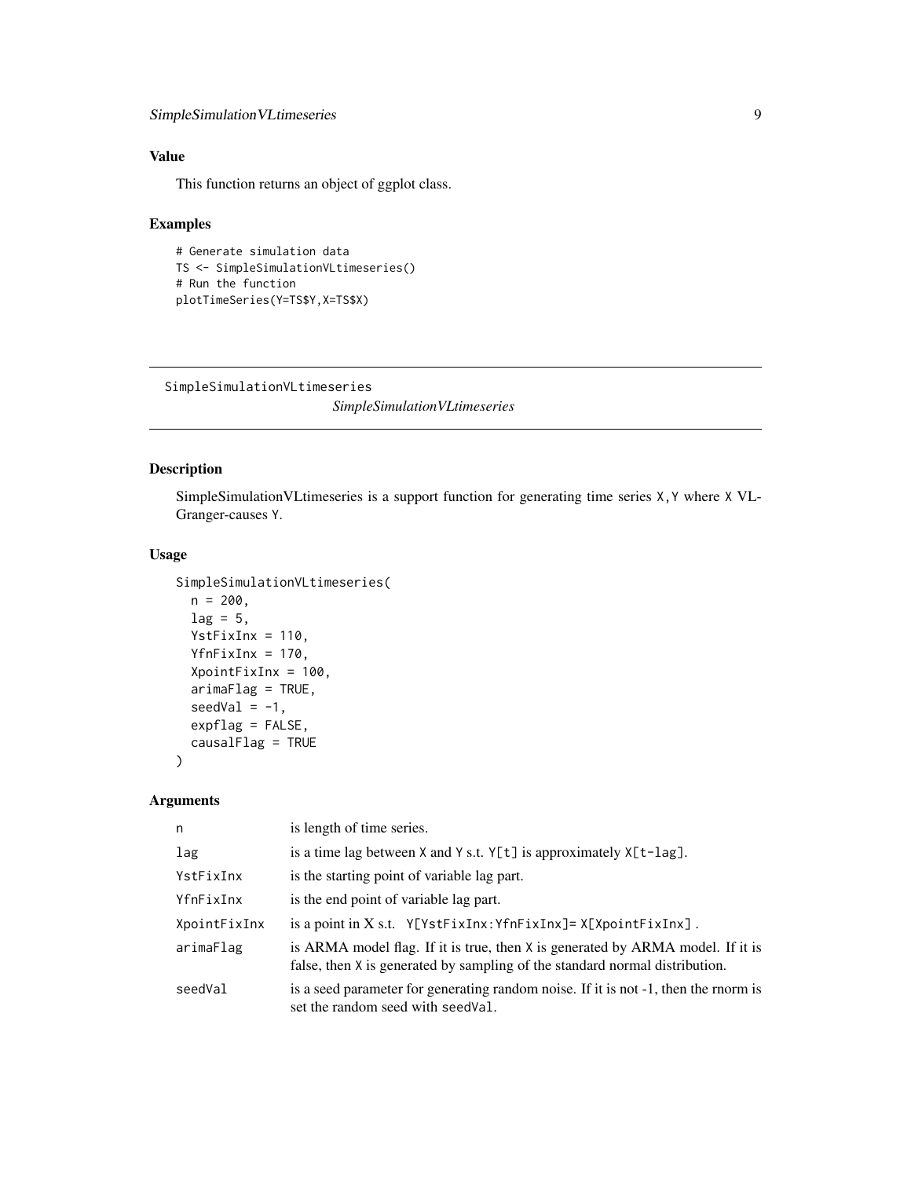## Value

This function returns an object of ggplot class.

## Examples

```
# Generate simulation data
TS <- SimpleSimulationVLtimeseries()
# Run the function
plotTimeSeries(Y=TS$Y,X=TS$X)
```

---

# SimpleSimulationVLtimeseries

*SimpleSimulationVLtimeseries*

## Description

SimpleSimulationVLtimeseries is a support function for generating time series X,Y where X VL-Granger-causes Y.

## Usage

```
SimpleSimulationVLtimeseries(
  n = 200,
  lag = 5,
  YstFixInx = 110,
  YfnFixInx = 170,
  XpointFixInx = 100,
  arimaFlag = TRUE,
  seedVal = -1,
  expflag = FALSE,
  causalFlag = TRUE
)
```

## Arguments

| | |
|---|---|
| n | is length of time series. |
| lag | is a time lag between X and Y s.t. Y[t] is approximately X[t-lag]. |
| YstFixInx | is the starting point of variable lag part. |
| YfnFixInx | is the end point of variable lag part. |
| XpointFixInx | is a point in X s.t. Y[YstFixInx:YfnFixInx]= X[XpointFixInx] . |
| arimaFlag | is ARMA model flag. If it is true, then X is generated by ARMA model. If it is false, then X is generated by sampling of the standard normal distribution. |
| seedVal | is a seed parameter for generating random noise. If it is not -1, then the rnorm is set the random seed with seedVal. |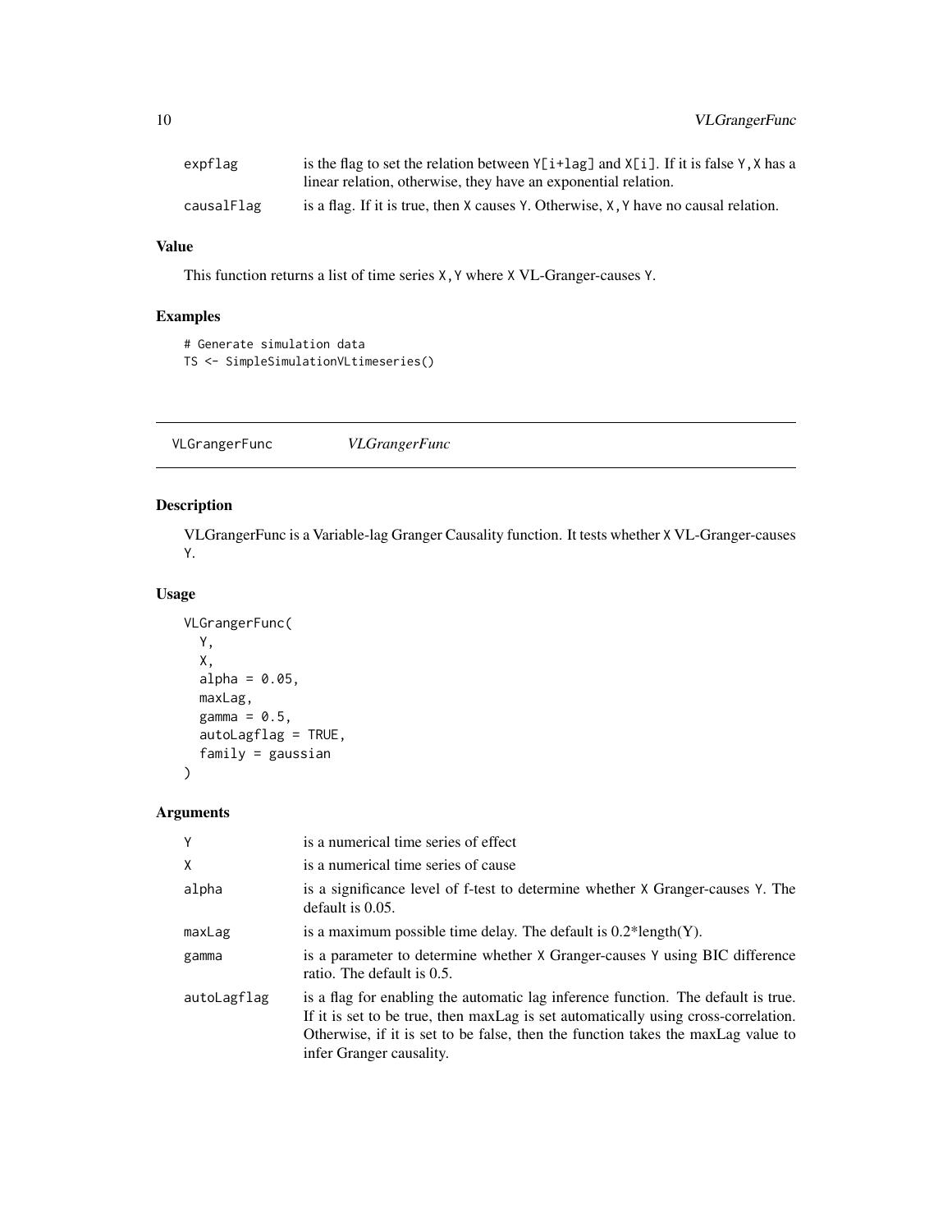| | |
|---|---|
| expflag | is the flag to set the relation between Y[i+lag] and X[i]. If it is false Y,X has a linear relation, otherwise, they have an exponential relation. |
| causalFlag | is a flag. If it is true, then X causes Y. Otherwise, X,Y have no causal relation. |

### Value

This function returns a list of time series X,Y where X VL-Granger-causes Y.

### Examples

```
# Generate simulation data
TS <- SimpleSimulationVLtimeseries()
```

## VLGrangerFunc *VLGrangerFunc*

### Description

VLGrangerFunc is a Variable-lag Granger Causality function. It tests whether X VL-Granger-causes Y.

### Usage

```
VLGrangerFunc(
  Y,
  X,
  alpha = 0.05,
  maxLag,
  gamma = 0.5,
  autoLagflag = TRUE,
  family = gaussian
)
```

### Arguments

| | |
|---|---|
| Y | is a numerical time series of effect |
| X | is a numerical time series of cause |
| alpha | is a significance level of f-test to determine whether X Granger-causes Y. The default is 0.05. |
| maxLag | is a maximum possible time delay. The default is 0.2*length(Y). |
| gamma | is a parameter to determine whether X Granger-causes Y using BIC difference ratio. The default is 0.5. |
| autoLagflag | is a flag for enabling the automatic lag inference function. The default is true. If it is set to be true, then maxLag is set automatically using cross-correlation. Otherwise, if it is set to be false, then the function takes the maxLag value to infer Granger causality. |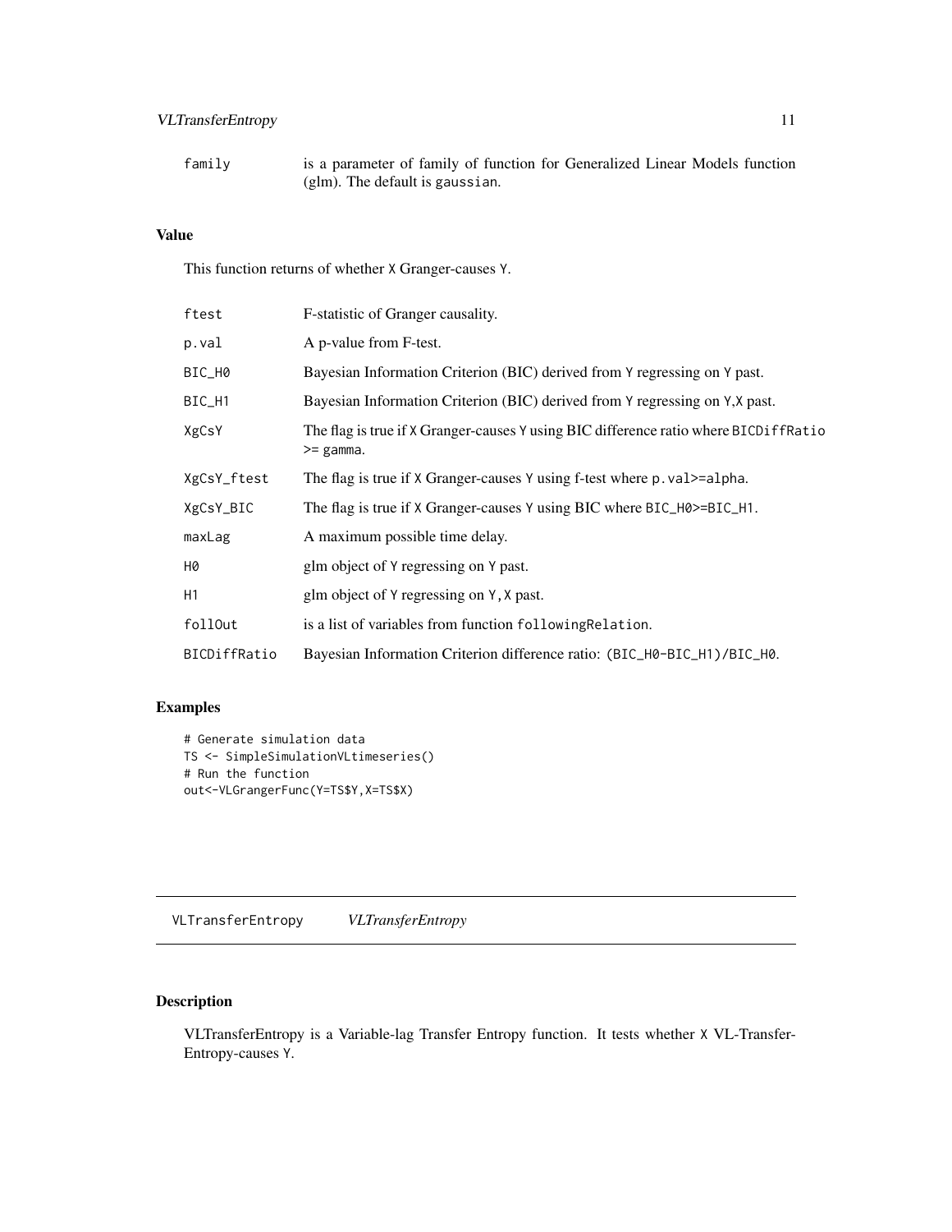| | |
|---|---|
| family | is a parameter of family of function for Generalized Linear Models function (glm). The default is gaussian. |

## Value

This function returns of whether X Granger-causes Y.

| | |
|---|---|
| ftest | F-statistic of Granger causality. |
| p.val | A p-value from F-test. |
| BIC_H0 | Bayesian Information Criterion (BIC) derived from Y regressing on Y past. |
| BIC_H1 | Bayesian Information Criterion (BIC) derived from Y regressing on Y,X past. |
| XgCsY | The flag is true if X Granger-causes Y using BIC difference ratio where BICDiffRatio >= gamma. |
| XgCsY_ftest | The flag is true if X Granger-causes Y using f-test where p.val>=alpha. |
| XgCsY_BIC | The flag is true if X Granger-causes Y using BIC where BIC_H0>=BIC_H1. |
| maxLag | A maximum possible time delay. |
| H0 | glm object of Y regressing on Y past. |
| H1 | glm object of Y regressing on Y, X past. |
| follOut | is a list of variables from function followingRelation. |
| BICDiffRatio | Bayesian Information Criterion difference ratio: (BIC_H0-BIC_H1)/BIC_H0. |

## Examples

```
# Generate simulation data
TS <- SimpleSimulationVLtimeseries()
# Run the function
out<-VLGrangerFunc(Y=TS$Y,X=TS$X)
```

---

# VLTransferEntropy *VLTransferEntropy*

---

## Description

VLTransferEntropy is a Variable-lag Transfer Entropy function. It tests whether X VL-Transfer-Entropy-causes Y.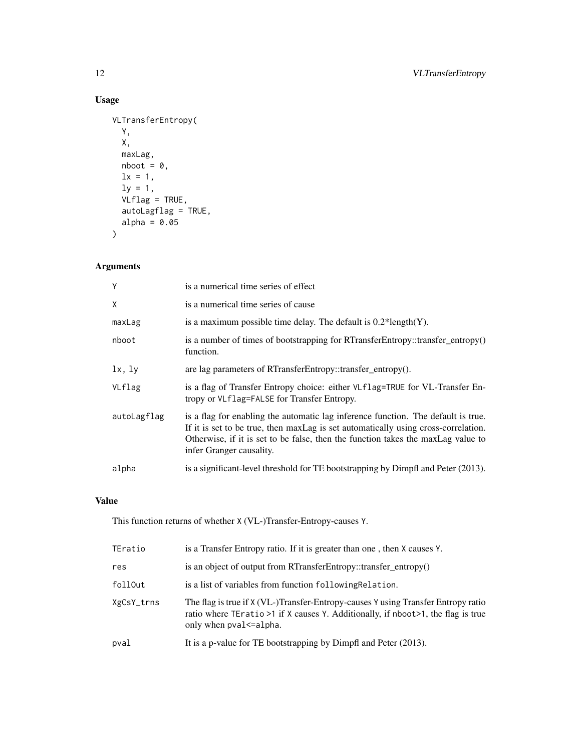## Usage

```
VLTransferEntropy(
  Y,
  X,
  maxLag,
  nboot = 0,
  lx = 1,
  ly = 1,
  VLflag = TRUE,
  autoLagflag = TRUE,
  alpha = 0.05
)
```

## Arguments

| | |
|---|---|
| `Y` | is a numerical time series of effect |
| `X` | is a numerical time series of cause |
| `maxLag` | is a maximum possible time delay. The default is 0.2*length(Y). |
| `nboot` | is a number of times of bootstrapping for RTransferEntropy::transfer_entropy() function. |
| `lx, ly` | are lag parameters of RTransferEntropy::transfer_entropy(). |
| `VLflag` | is a flag of Transfer Entropy choice: either `VLflag=TRUE` for VL-Transfer Entropy or `VLflag=FALSE` for Transfer Entropy. |
| `autoLagflag` | is a flag for enabling the automatic lag inference function. The default is true. If it is set to be true, then maxLag is set automatically using cross-correlation. Otherwise, if it is set to be false, then the function takes the maxLag value to infer Granger causality. |
| `alpha` | is a significant-level threshold for TE bootstrapping by Dimpfl and Peter (2013). |

## Value

This function returns of whether `X` (VL-)Transfer-Entropy-causes `Y`.

| | |
|---|---|
| `TEratio` | is a Transfer Entropy ratio. If it is greater than one , then `X` causes `Y`. |
| `res` | is an object of output from RTransferEntropy::transfer_entropy() |
| `follOut` | is a list of variables from function `followingRelation`. |
| `XgCsY_trns` | The flag is true if `X` (VL-)Transfer-Entropy-causes `Y` using Transfer Entropy ratio ratio where `TEratio >1` if `X` causes `Y`. Additionally, if `nboot>1`, the flag is true only when `pval<=alpha`. |
| `pval` | It is a p-value for TE bootstrapping by Dimpfl and Peter (2013). |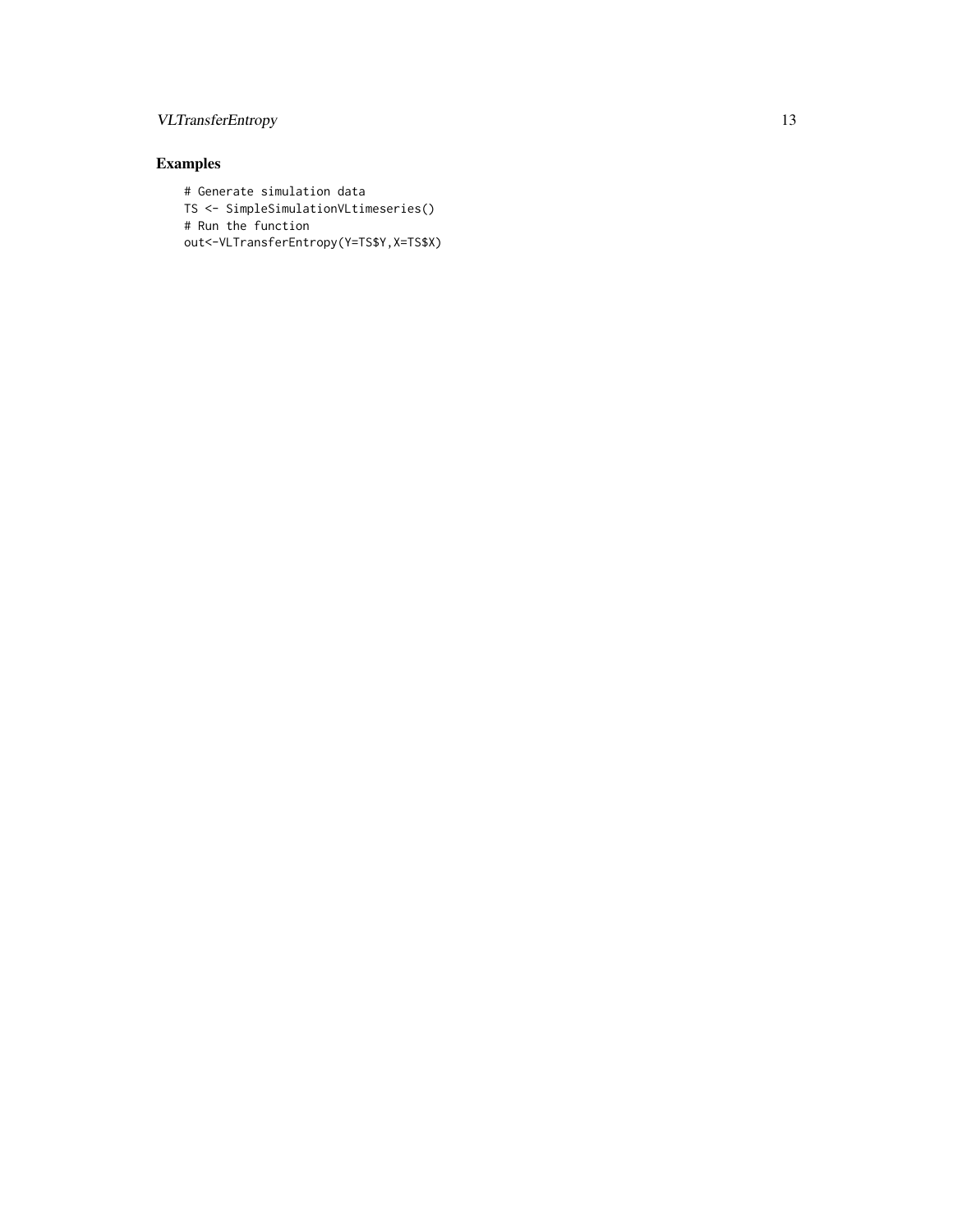## Examples

```
# Generate simulation data
TS <- SimpleSimulationVLtimeseries()
# Run the function
out<-VLTransferEntropy(Y=TS$Y,X=TS$X)
```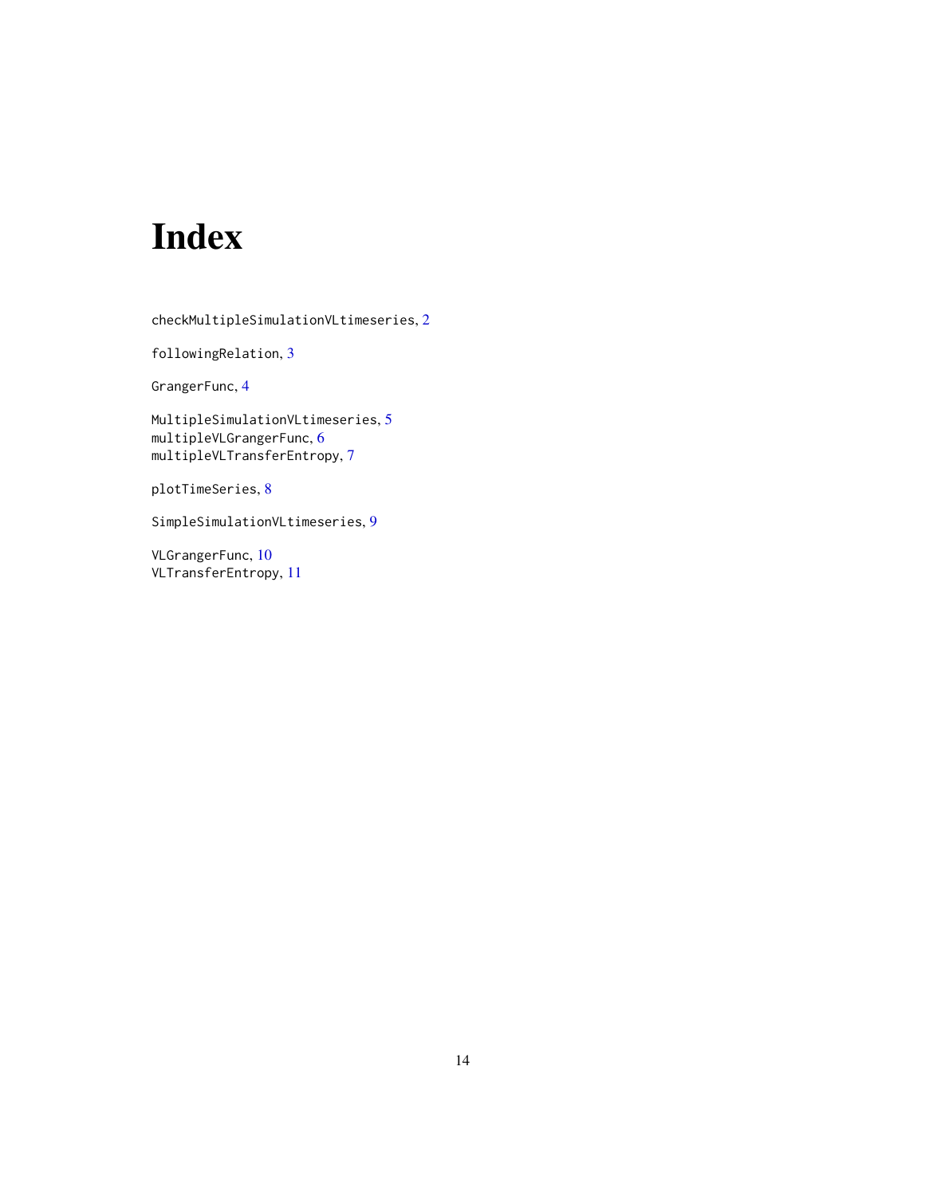# Index

checkMultipleSimulationVLtimeseries, 2

followingRelation, 3

GrangerFunc, 4

MultipleSimulationVLtimeseries, 5
multipleVLGrangerFunc, 6
multipleVLTransferEntropy, 7

plotTimeSeries, 8

SimpleSimulationVLtimeseries, 9

VLGrangerFunc, 10
VLTransferEntropy, 11